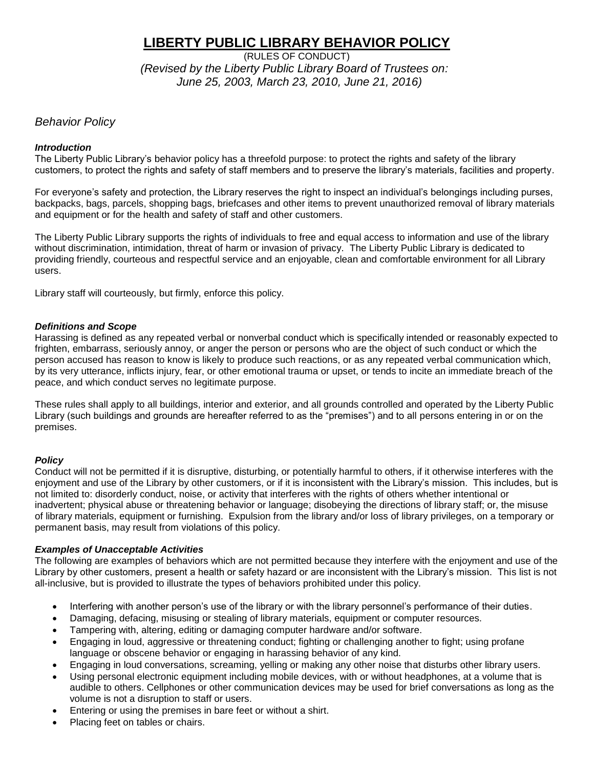# LIBERTY PUBLIC LIBRARY BEHAVIOR POLICY

(RULES OF CONDUCT)

*(Revised by the Liberty Public Library Board of Trustees on: June 25, 2003, March 23, 2010, June 21, 2016)*

## *Behavior Policy*

### *Introduction*

The Liberty Public Library's behavior policy has a threefold purpose: to protect the rights and safety of the library customers, to protect the rights and safety of staff members and to preserve the library's materials, facilities and property.

For everyone's safety and protection, the Library reserves the right to inspect an individual's belongings including purses, backpacks, bags, parcels, shopping bags, briefcases and other items to prevent unauthorized removal of library materials and equipment or for the health and safety of staff and other customers.

The Liberty Public Library supports the rights of individuals to free and equal access to information and use of the library without discrimination, intimidation, threat of harm or invasion of privacy. The Liberty Public Library is dedicated to providing friendly, courteous and respectful service and an enjoyable, clean and comfortable environment for all Library users.

Library staff will courteously, but firmly, enforce this policy.

### *Definitions and Scope*

Harassing is defined as any repeated verbal or nonverbal conduct which is specifically intended or reasonably expected to frighten, embarrass, seriously annoy, or anger the person or persons who are the object of such conduct or which the person accused has reason to know is likely to produce such reactions, or as any repeated verbal communication which, by its very utterance, inflicts injury, fear, or other emotional trauma or upset, or tends to incite an immediate breach of the peace, and which conduct serves no legitimate purpose.

These rules shall apply to all buildings, interior and exterior, and all grounds controlled and operated by the Liberty Public Library (such buildings and grounds are hereafter referred to as the "premises") and to all persons entering in or on the premises.

### *Policy*

Conduct will not be permitted if it is disruptive, disturbing, or potentially harmful to others, if it otherwise interferes with the enjoyment and use of the Library by other customers, or if it is inconsistent with the Library's mission. This includes, but is not limited to: disorderly conduct, noise, or activity that interferes with the rights of others whether intentional or inadvertent; physical abuse or threatening behavior or language; disobeying the directions of library staff; or, the misuse of library materials, equipment or furnishing. Expulsion from the library and/or loss of library privileges, on a temporary or permanent basis, may result from violations of this policy.

### *Examples of Unacceptable Activities*

The following are examples of behaviors which are not permitted because they interfere with the enjoyment and use of the Library by other customers, present a health or safety hazard or are inconsistent with the Library's mission. This list is not all-inclusive, but is provided to illustrate the types of behaviors prohibited under this policy.

- Interfering with another person's use of the library or with the library personnel's performance of their duties.
- Damaging, defacing, misusing or stealing of library materials, equipment or computer resources.
- Tampering with, altering, editing or damaging computer hardware and/or software.
- Engaging in loud, aggressive or threatening conduct; fighting or challenging another to fight; using profane language or obscene behavior or engaging in harassing behavior of any kind.
- Engaging in loud conversations, screaming, yelling or making any other noise that disturbs other library users.
- Using personal electronic equipment including mobile devices, with or without headphones, at a volume that is audible to others. Cellphones or other communication devices may be used for brief conversations as long as the volume is not a disruption to staff or users.
- Entering or using the premises in bare feet or without a shirt.
- Placing feet on tables or chairs.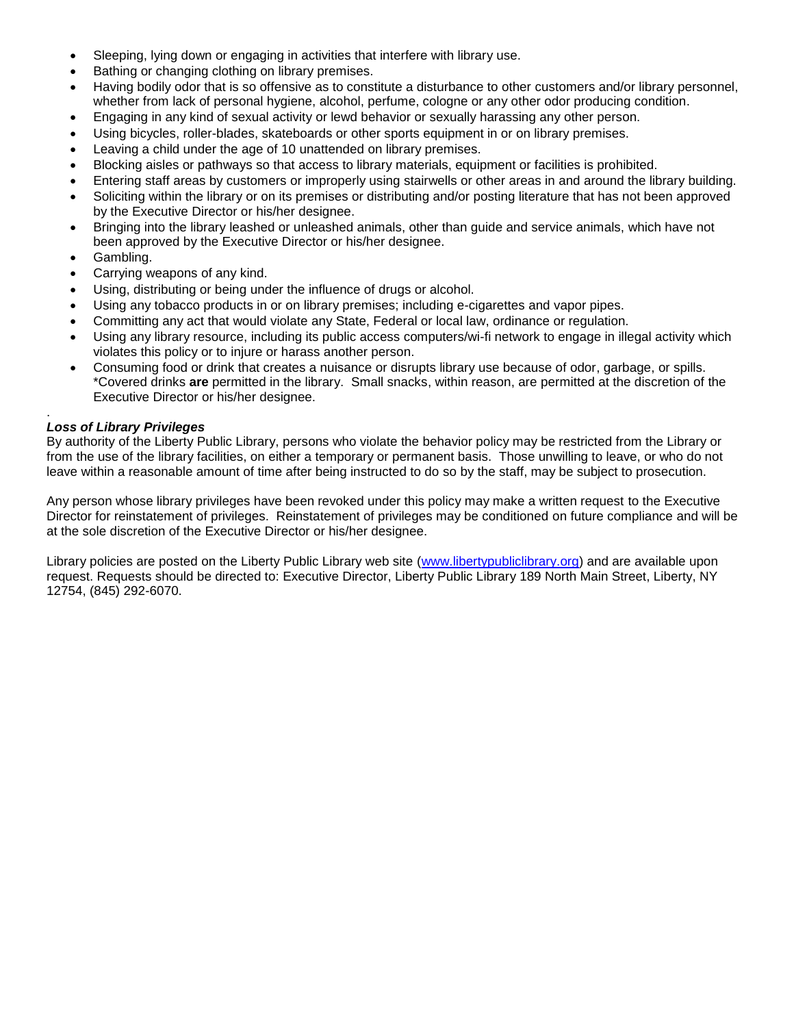- Sleeping, lying down or engaging in activities that interfere with library use.
- Bathing or changing clothing on library premises.
- Having bodily odor that is so offensive as to constitute a disturbance to other customers and/or library personnel, whether from lack of personal hygiene, alcohol, perfume, cologne or any other odor producing condition.
- Engaging in any kind of sexual activity or lewd behavior or sexually harassing any other person.
- Using bicycles, roller-blades, skateboards or other sports equipment in or on library premises.
- Leaving a child under the age of 10 unattended on library premises.
- Blocking aisles or pathways so that access to library materials, equipment or facilities is prohibited.
- Entering staff areas by customers or improperly using stairwells or other areas in and around the library building.
- Soliciting within the library or on its premises or distributing and/or posting literature that has not been approved by the Executive Director or his/her designee.
- Bringing into the library leashed or unleashed animals, other than guide and service animals, which have not been approved by the Executive Director or his/her designee.
- Gambling.
- Carrying weapons of any kind.
- Using, distributing or being under the influence of drugs or alcohol.
- Using any tobacco products in or on library premises; including e-cigarettes and vapor pipes.
- Committing any act that would violate any State, Federal or local law, ordinance or regulation.
- Using any library resource, including its public access computers/wi-fi network to engage in illegal activity which violates this policy or to injure or harass another person.
- Consuming food or drink that creates a nuisance or disrupts library use because of odor, garbage, or spills. *Covered drinks **are** permitted in the library. Small snacks, within reason, are permitted at the discretion of the Executive Director or his/her designee.

.

***Loss of Library Privileges***

By authority of the Liberty Public Library, persons who violate the behavior policy may be restricted from the Library or from the use of the library facilities, on either a temporary or permanent basis. Those unwilling to leave, or who do not leave within a reasonable amount of time after being instructed to do so by the staff, may be subject to prosecution.

Any person whose library privileges have been revoked under this policy may make a written request to the Executive Director for reinstatement of privileges. Reinstatement of privileges may be conditioned on future compliance and will be at the sole discretion of the Executive Director or his/her designee.

Library policies are posted on the Liberty Public Library web site ([www.libertypubliclibrary.org](http://www.libertypubliclibrary.org)) and are available upon request. Requests should be directed to: Executive Director, Liberty Public Library 189 North Main Street, Liberty, NY 12754, (845) 292-6070.